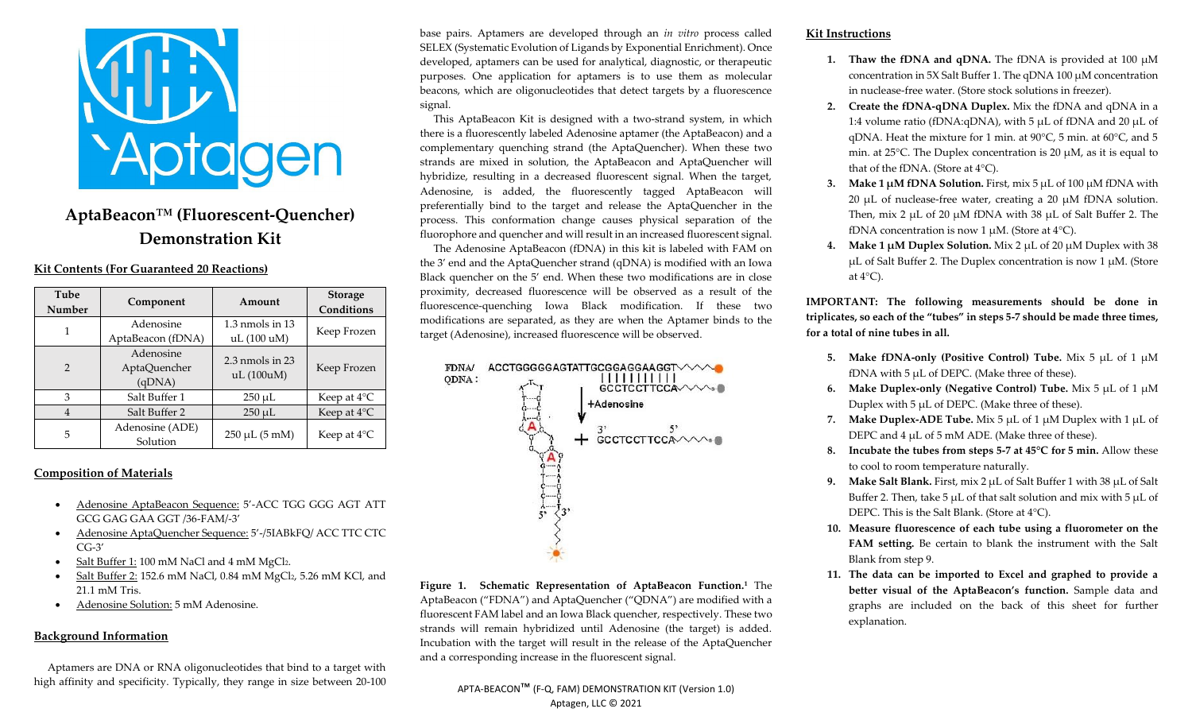# AptaBeacon™ (Fluorescent-Quencher) Demonstration Kit

## Kit Contents (For Guaranteed 20 Reactions)

| Tube Number | Component | Amount | Storage Conditions |
|---|---|---|---|
| 1 | Adenosine AptaBeacon (fDNA) | 1.3 nmols in 13 uL (100 uM) | Keep Frozen |
| 2 | Adenosine AptaQuencher (qDNA) | 2.3 nmols in 23 uL (100uM) | Keep Frozen |
| 3 | Salt Buffer 1 | 250 μL | Keep at 4°C |
| 4 | Salt Buffer 2 | 250 μL | Keep at 4°C |
| 5 | Adenosine (ADE) Solution | 250 μL (5 mM) | Keep at 4°C |

## Composition of Materials

- Adenosine AptaBeacon Sequence: 5'-ACC TGG GGG AGT ATT GCG GAG GAA GGT /36-FAM/-3'
- Adenosine AptaQuencher Sequence: 5'-/5IABkFQ/ ACC TTC CTC CG-3'
- Salt Buffer 1: 100 mM NaCl and 4 mM $MgCl_2$.
- Salt Buffer 2: 152.6 mM NaCl, 0.84 mM $MgCl_2$, 5.26 mM KCl, and 21.1 mM Tris.
- Adenosine Solution: 5 mM Adenosine.

## Background Information

Aptamers are DNA or RNA oligonucleotides that bind to a target with high affinity and specificity. Typically, they range in size between 20-100 base pairs. Aptamers are developed through an *in vitro* process called SELEX (Systematic Evolution of Ligands by Exponential Enrichment). Once developed, aptamers can be used for analytical, diagnostic, or therapeutic purposes. One application for aptamers is to use them as molecular beacons, which are oligonucleotides that detect targets by a fluorescence signal.

This AptaBeacon Kit is designed with a two-strand system, in which there is a fluorescently labeled Adenosine aptamer (the AptaBeacon) and a complementary quenching strand (the AptaQuencher). When these two strands are mixed in solution, the AptaBeacon and AptaQuencher will hybridize, resulting in a decreased fluorescent signal. When the target, Adenosine, is added, the fluorescently tagged AptaBeacon will preferentially bind to the target and release the AptaQuencher in the process. This conformation change causes physical separation of the fluorophore and quencher and will result in an increased fluorescent signal.

The Adenosine AptaBeacon (fDNA) in this kit is labeled with FAM on the 3' end and the AptaQuencher strand (qDNA) is modified with an Iowa Black quencher on the 5' end. When these two modifications are in close proximity, decreased fluorescence will be observed as a result of the fluorescence-quenching Iowa Black modification. If these two modifications are separated, as they are when the Aptamer binds to the target (Adenosine), increased fluorescence will be observed.

**Figure 1. Schematic Representation of AptaBeacon Function.**[1] The AptaBeacon ("FDNA") and AptaQuencher ("QDNA") are modified with a fluorescent FAM label and an Iowa Black quencher, respectively. These two strands will remain hybridized until Adenosine (the target) is added. Incubation with the target will result in the release of the AptaQuencher and a corresponding increase in the fluorescent signal.

## Kit Instructions

1. **Thaw the fDNA and qDNA.** The fDNA is provided at 100 μM concentration in 5X Salt Buffer 1. The qDNA 100 μM concentration in nuclease-free water. (Store stock solutions in freezer).
2. **Create the fDNA-qDNA Duplex.** Mix the fDNA and qDNA in a 1:4 volume ratio (fDNA:qDNA), with 5 μL of fDNA and 20 μL of qDNA. Heat the mixture for 1 min. at 90°C, 5 min. at 60°C, and 5 min. at 25°C. The Duplex concentration is 20 μM, as it is equal to that of the fDNA. (Store at 4°C).
3. **Make 1 μM fDNA Solution.** First, mix 5 μL of 100 μM fDNA with 20 μL of nuclease-free water, creating a 20 μM fDNA solution. Then, mix 2 μL of 20 μM fDNA with 38 μL of Salt Buffer 2. The fDNA concentration is now 1 μM. (Store at 4°C).
4. **Make 1 μM Duplex Solution.** Mix 2 μL of 20 μM Duplex with 38 μL of Salt Buffer 2. The Duplex concentration is now 1 μM. (Store at 4°C).

**IMPORTANT: The following measurements should be done in triplicates, so each of the "tubes" in steps 5-7 should be made three times, for a total of nine tubes in all.**

5. **Make fDNA-only (Positive Control) Tube.** Mix 5 μL of 1 μM fDNA with 5 μL of DEPC. (Make three of these).
6. **Make Duplex-only (Negative Control) Tube.** Mix 5 μL of 1 μM Duplex with 5 μL of DEPC. (Make three of these).
7. **Make Duplex-ADE Tube.** Mix 5 μL of 1 μM Duplex with 1 μL of DEPC and 4 μL of 5 mM ADE. (Make three of these).
8. **Incubate the tubes from steps 5-7 at 45°C for 5 min.** Allow these to cool to room temperature naturally.
9. **Make Salt Blank.** First, mix 2 μL of Salt Buffer 1 with 38 μL of Salt Buffer 2. Then, take 5 μL of that salt solution and mix with 5 μL of DEPC. This is the Salt Blank. (Store at 4°C).
10. **Measure fluorescence of each tube using a fluorometer on the FAM setting.** Be certain to blank the instrument with the Salt Blank from step 9.
11. **The data can be imported to Excel and graphed to provide a better visual of the AptaBeacon's function.** Sample data and graphs are included on the back of this sheet for further explanation.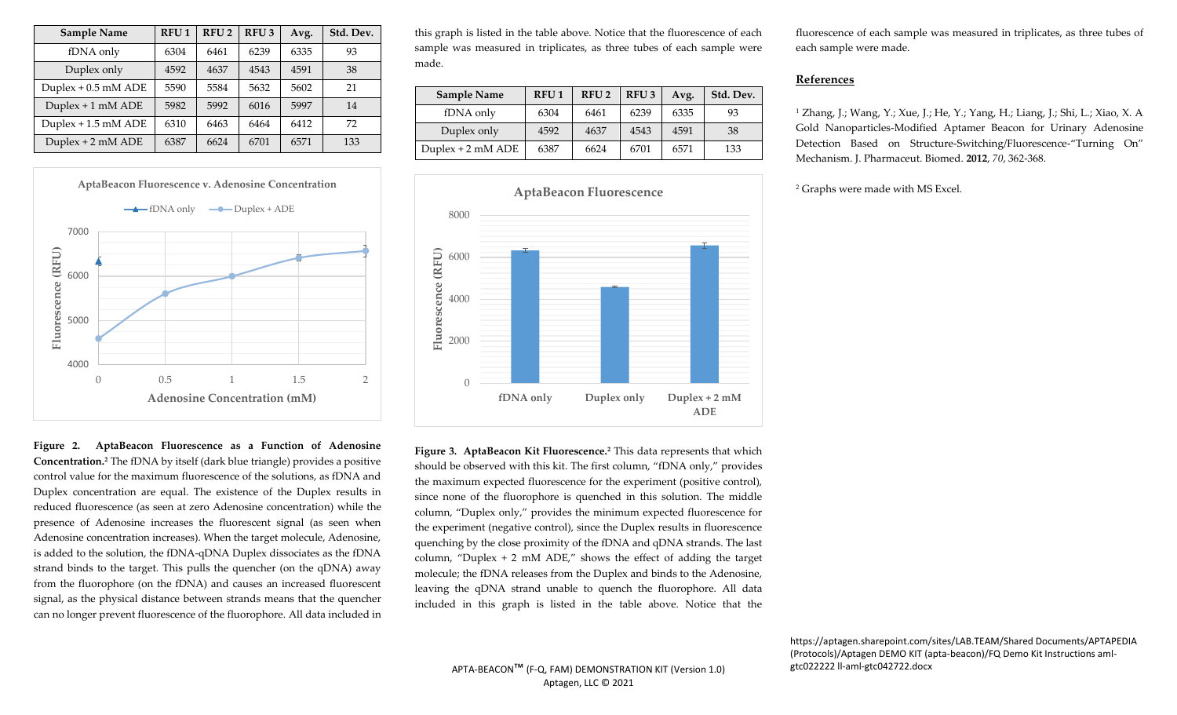| Sample Name | RFU 1 | RFU 2 | RFU 3 | Avg. | Std. Dev. |
|---|---|---|---|---|---|
| fDNA only | 6304 | 6461 | 6239 | 6335 | 93 |
| Duplex only | 4592 | 4637 | 4543 | 4591 | 38 |
| Duplex + 0.5 mM ADE | 5590 | 5584 | 5632 | 5602 | 21 |
| Duplex + 1 mM ADE | 5982 | 5992 | 6016 | 5997 | 14 |
| Duplex + 1.5 mM ADE | 6310 | 6463 | 6464 | 6412 | 72 |
| Duplex + 2 mM ADE | 6387 | 6624 | 6701 | 6571 | 133 |

AptaBeacon Fluorescence v. Adenosine Concentration

fDNA only
Duplex + ADE

7000
6000
5000
4000

Fluorescence (RFU)

0
0.5
1
1.5
2

Adenosine Concentration (mM)

**Figure 2. AptaBeacon Fluorescence as a Function of Adenosine Concentration.**[2] The fDNA by itself (dark blue triangle) provides a positive control value for the maximum fluorescence of the solutions, as fDNA and Duplex concentration are equal. The existence of the Duplex results in reduced fluorescence (as seen at zero Adenosine concentration) while the presence of Adenosine increases the fluorescent signal (as seen when Adenosine concentration increases). When the target molecule, Adenosine, is added to the solution, the fDNA-qDNA Duplex dissociates as the fDNA strand binds to the target. This pulls the quencher (on the qDNA) away from the fluorophore (on the fDNA) and causes an increased fluorescent signal, as the physical distance between strands means that the quencher can no longer prevent fluorescence of the fluorophore. All data included in this graph is listed in the table above. Notice that the fluorescence of each sample was measured in triplicates, as three tubes of each sample were made.

| Sample Name | RFU 1 | RFU 2 | RFU 3 | Avg. | Std. Dev. |
|---|---|---|---|---|---|
| fDNA only | 6304 | 6461 | 6239 | 6335 | 93 |
| Duplex only | 4592 | 4637 | 4543 | 4591 | 38 |
| Duplex + 2 mM ADE | 6387 | 6624 | 6701 | 6571 | 133 |

AptaBeacon Fluorescence

8000
6000
4000
2000
0

Fluorescence (RFU)

fDNA only
Duplex only
Duplex + 2 mM ADE

**Figure 3. AptaBeacon Kit Fluorescence.**[2] This data represents that which should be observed with this kit. The first column, "fDNA only," provides the maximum expected fluorescence for the experiment (positive control), since none of the fluorophore is quenched in this solution. The middle column, "Duplex only," provides the minimum expected fluorescence for the experiment (negative control), since the Duplex results in fluorescence quenching by the close proximity of the fDNA and qDNA strands. The last column, "Duplex + 2 mM ADE," shows the effect of adding the target molecule; the fDNA releases from the Duplex and binds to the Adenosine, leaving the qDNA strand unable to quench the fluorophore. All data included in this graph is listed in the table above. Notice that the fluorescence of each sample was measured in triplicates, as three tubes of each sample were made.

## References

[1] Zhang, J.; Wang, Y.; Xue, J.; He, Y.; Yang, H.; Liang, J.; Shi, L.; Xiao, X. A Gold Nanoparticles-Modified Aptamer Beacon for Urinary Adenosine Detection Based on Structure-Switching/Fluorescence-"Turning On" Mechanism. J. Pharmaceut. Biomed. **2012**, *70*, 362-368.

[2] Graphs were made with MS Excel.